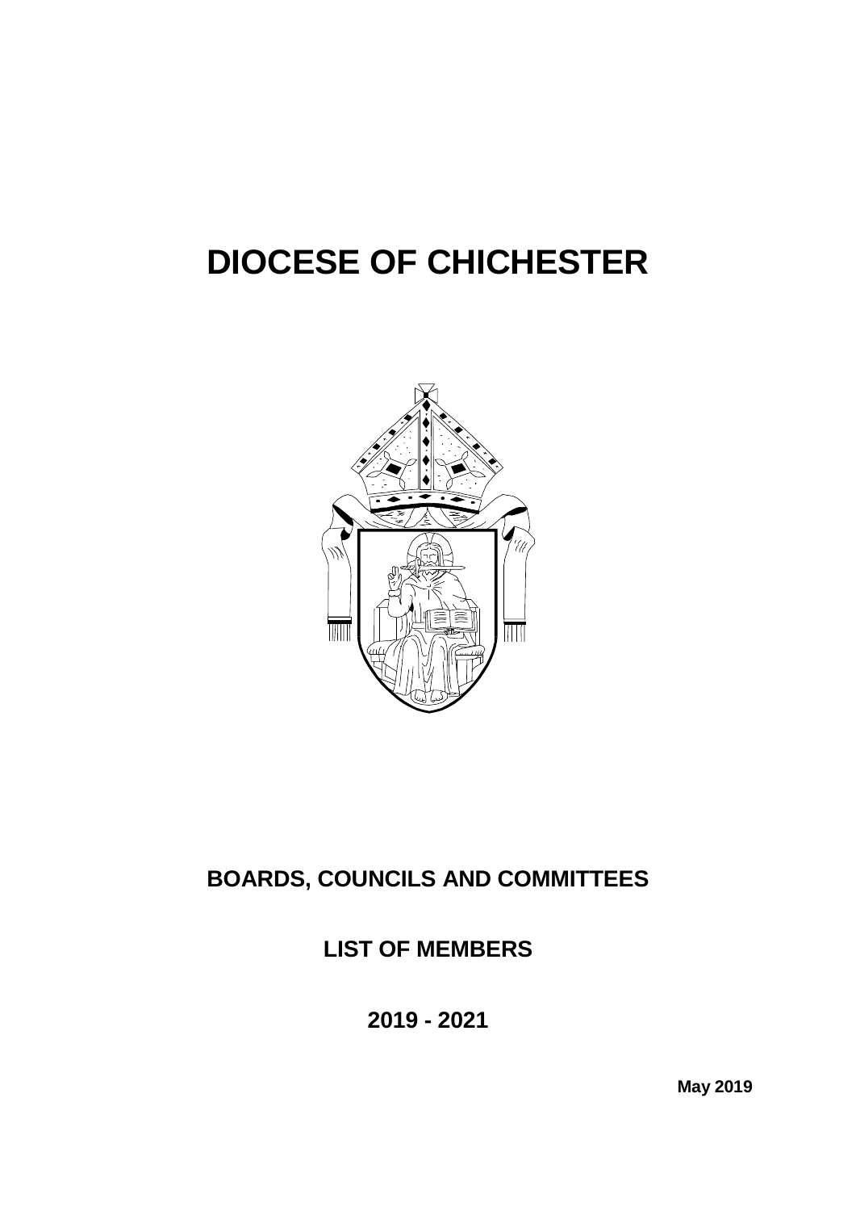# DIOCESE OF CHICHESTER

## BOARDS, COUNCILS AND COMMITTEES

## LIST OF MEMBERS

## 2019 - 2021

**May 2019**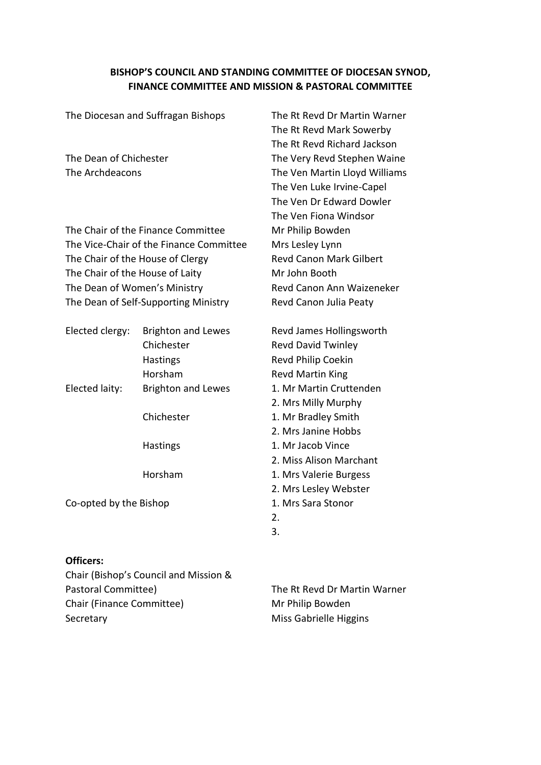**BISHOP'S COUNCIL AND STANDING COMMITTEE OF DIOCESAN SYNOD, FINANCE COMMITTEE AND MISSION & PASTORAL COMMITTEE**

| | | |
|---|---|---|
| The Diocesan and Suffragan Bishops | | The Rt Revd Dr Martin Warner |
| | | The Rt Revd Mark Sowerby |
| | | The Rt Revd Richard Jackson |
| The Dean of Chichester | | The Very Revd Stephen Waine |
| The Archdeacons | | The Ven Martin Lloyd Williams |
| | | The Ven Luke Irvine-Capel |
| | | The Ven Dr Edward Dowler |
| | | The Ven Fiona Windsor |
| The Chair of the Finance Committee | | Mr Philip Bowden |
| The Vice-Chair of the Finance Committee | | Mrs Lesley Lynn |
| The Chair of the House of Clergy | | Revd Canon Mark Gilbert |
| The Chair of the House of Laity | | Mr John Booth |
| The Dean of Women's Ministry | | Revd Canon Ann Waizeneker |
| The Dean of Self-Supporting Ministry | | Revd Canon Julia Peaty |
| Elected clergy: | Brighton and Lewes | Revd James Hollingsworth |
| | Chichester | Revd David Twinley |
| | Hastings | Revd Philip Coekin |
| | Horsham | Revd Martin King |
| Elected laity: | Brighton and Lewes | 1. Mr Martin Cruttenden |
| | | 2. Mrs Milly Murphy |
| | Chichester | 1. Mr Bradley Smith |
| | | 2. Mrs Janine Hobbs |
| | Hastings | 1. Mr Jacob Vince |
| | | 2. Miss Alison Marchant |
| | Horsham | 1. Mrs Valerie Burgess |
| | | 2. Mrs Lesley Webster |
| Co-opted by the Bishop | | 1. Mrs Sara Stonor |
| | | 2. |
| | | 3. |

**Officers:**

| | |
|---|---|
| Chair (Bishop's Council and Mission & Pastoral Committee) | The Rt Revd Dr Martin Warner |
| Chair (Finance Committee) | Mr Philip Bowden |
| Secretary | Miss Gabrielle Higgins |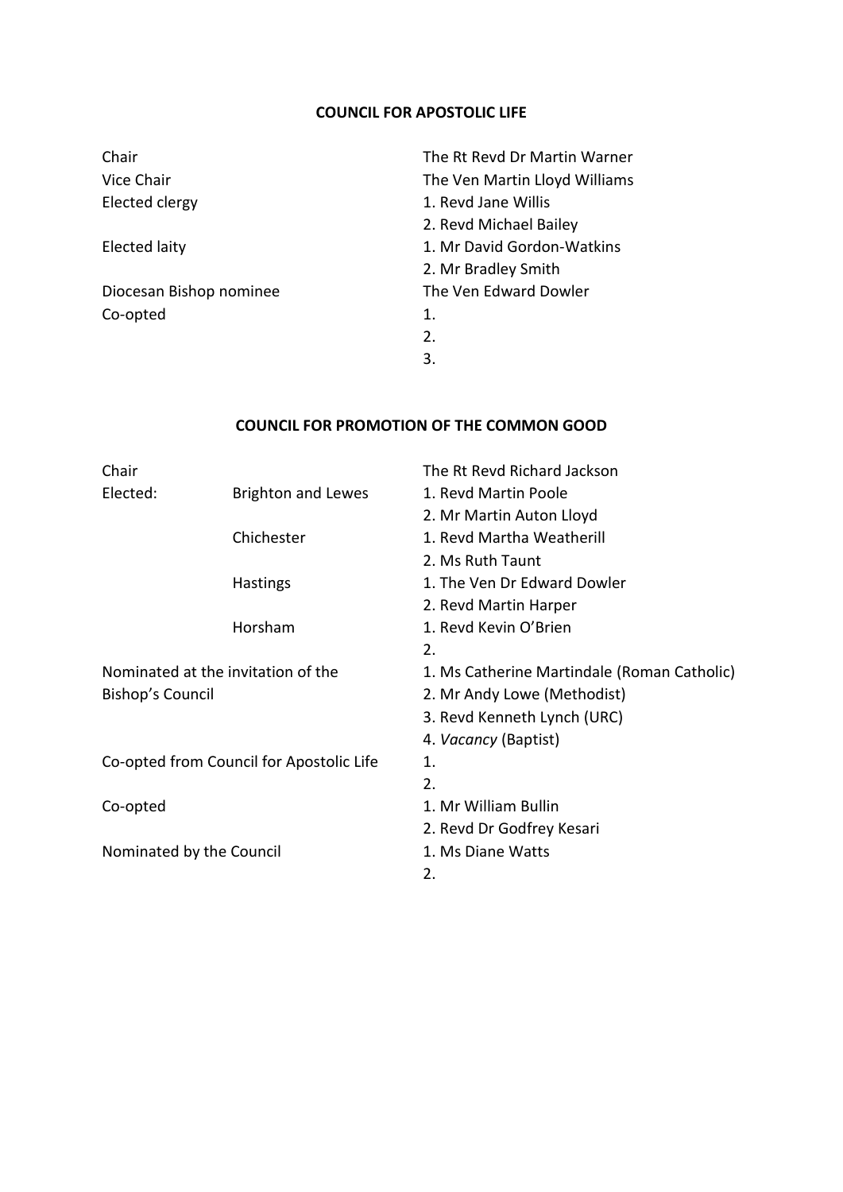## COUNCIL FOR APOSTOLIC LIFE

| | |
|---|---|
| Chair | The Rt Revd Dr Martin Warner |
| Vice Chair | The Ven Martin Lloyd Williams |
| Elected clergy | 1. Revd Jane Willis |
| | 2. Revd Michael Bailey |
| Elected laity | 1. Mr David Gordon-Watkins |
| | 2. Mr Bradley Smith |
| Diocesan Bishop nominee | The Ven Edward Dowler |
| Co-opted | 1. |
| | 2. |
| | 3. |

## COUNCIL FOR PROMOTION OF THE COMMON GOOD

| | | |
|---|---|---|
| Chair | | The Rt Revd Richard Jackson |
| Elected: | Brighton and Lewes | 1. Revd Martin Poole |
| | | 2. Mr Martin Auton Lloyd |
| | Chichester | 1. Revd Martha Weatherill |
| | | 2. Ms Ruth Taunt |
| | Hastings | 1. The Ven Dr Edward Dowler |
| | | 2. Revd Martin Harper |
| | Horsham | 1. Revd Kevin O'Brien |
| | | 2. |
| Nominated at the invitation of the Bishop's Council | | 1. Ms Catherine Martindale (Roman Catholic) |
| | | 2. Mr Andy Lowe (Methodist) |
| | | 3. Revd Kenneth Lynch (URC) |
| | | 4. *Vacancy* (Baptist) |
| Co-opted from Council for Apostolic Life | | 1. |
| | | 2. |
| Co-opted | | 1. Mr William Bullin |
| | | 2. Revd Dr Godfrey Kesari |
| Nominated by the Council | | 1. Ms Diane Watts |
| | | 2. |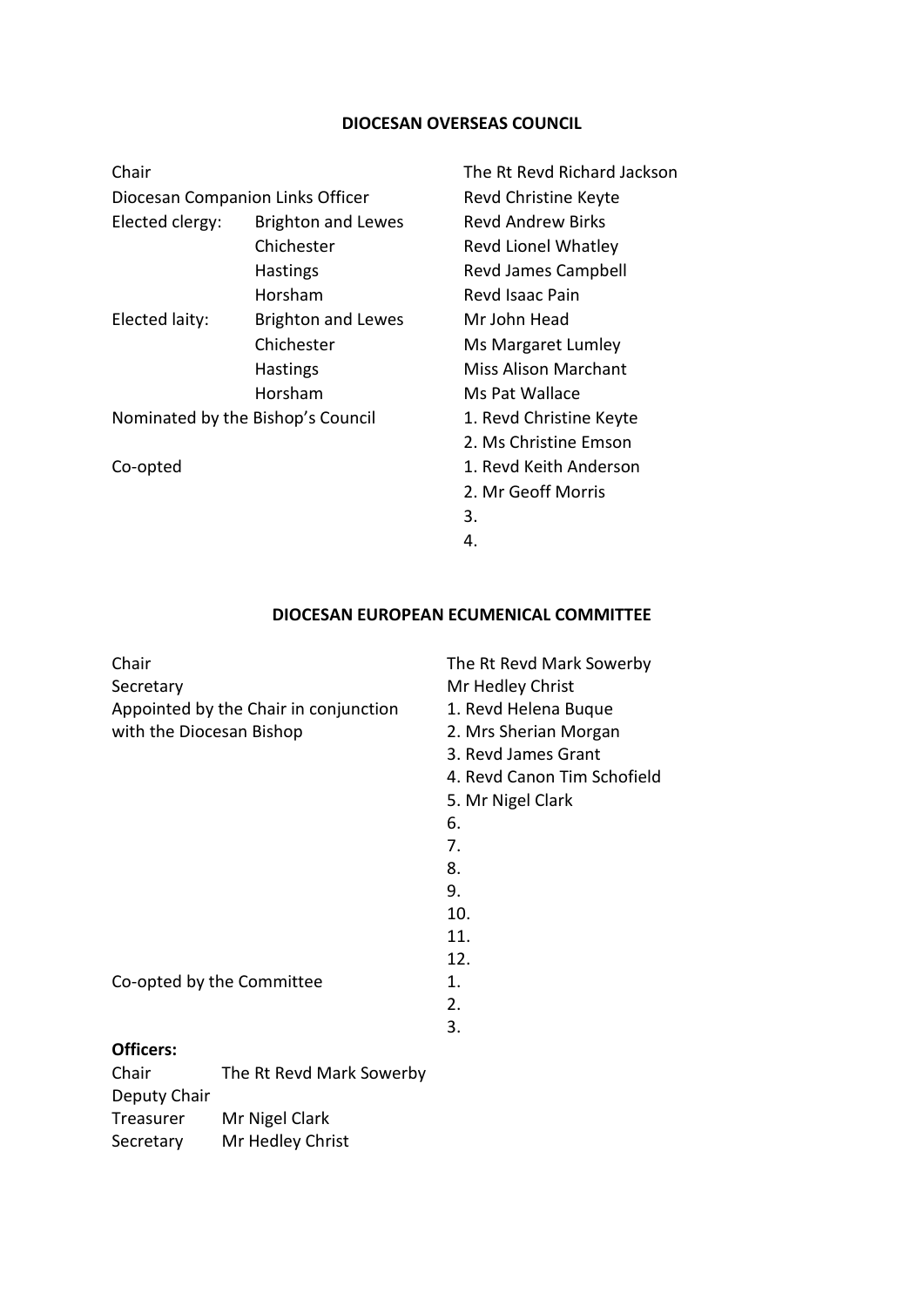## DIOCESAN OVERSEAS COUNCIL

| | | |
|---|---|---|
| Chair | | The Rt Revd Richard Jackson |
| Diocesan Companion Links Officer | | Revd Christine Keyte |
| Elected clergy: | Brighton and Lewes | Revd Andrew Birks |
| | Chichester | Revd Lionel Whatley |
| | Hastings | Revd James Campbell |
| | Horsham | Revd Isaac Pain |
| Elected laity: | Brighton and Lewes | Mr John Head |
| | Chichester | Ms Margaret Lumley |
| | Hastings | Miss Alison Marchant |
| | Horsham | Ms Pat Wallace |
| Nominated by the Bishop's Council | | 1. Revd Christine Keyte |
| | | 2. Ms Christine Emson |
| Co-opted | | 1. Revd Keith Anderson |
| | | 2. Mr Geoff Morris |
| | | 3. |
| | | 4. |

## DIOCESAN EUROPEAN ECUMENICAL COMMITTEE

| | |
|---|---|
| Chair | The Rt Revd Mark Sowerby |
| Secretary | Mr Hedley Christ |
| Appointed by the Chair in conjunction with the Diocesan Bishop | 1. Revd Helena Buque |
| | 2. Mrs Sherian Morgan |
| | 3. Revd James Grant |
| | 4. Revd Canon Tim Schofield |
| | 5. Mr Nigel Clark |
| | 6. |
| | 7. |
| | 8. |
| | 9. |
| | 10. |
| | 11. |
| | 12. |
| Co-opted by the Committee | 1. |
| | 2. |
| | 3. |

**Officers:**

| | |
|---|---|
| Chair | The Rt Revd Mark Sowerby |
| Deputy Chair | |
| Treasurer | Mr Nigel Clark |
| Secretary | Mr Hedley Christ |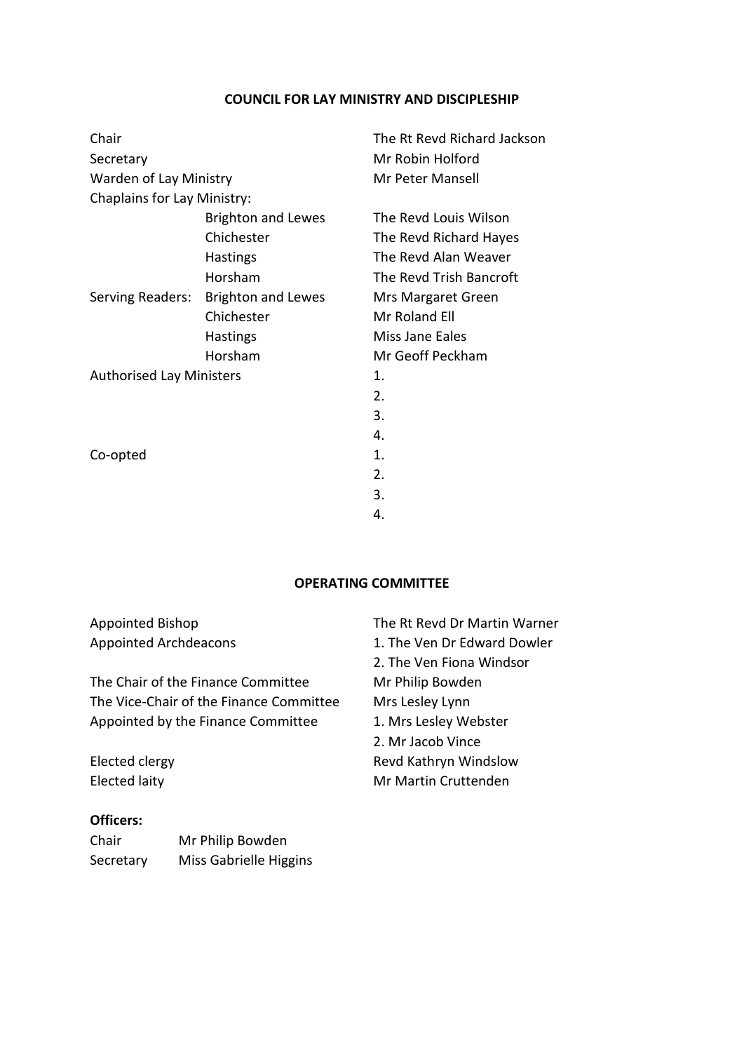## COUNCIL FOR LAY MINISTRY AND DISCIPLESHIP

| | | |
|---|---|---|
| Chair | | The Rt Revd Richard Jackson |
| Secretary | | Mr Robin Holford |
| Warden of Lay Ministry | | Mr Peter Mansell |
| Chaplains for Lay Ministry: | | |
| | Brighton and Lewes | The Revd Louis Wilson |
| | Chichester | The Revd Richard Hayes |
| | Hastings | The Revd Alan Weaver |
| | Horsham | The Revd Trish Bancroft |
| Serving Readers: | Brighton and Lewes | Mrs Margaret Green |
| | Chichester | Mr Roland Ell |
| | Hastings | Miss Jane Eales |
| | Horsham | Mr Geoff Peckham |
| Authorised Lay Ministers | | 1. |
| | | 2. |
| | | 3. |
| | | 4. |
| Co-opted | | 1. |
| | | 2. |
| | | 3. |
| | | 4. |

## OPERATING COMMITTEE

| | |
|---|---|
| Appointed Bishop | The Rt Revd Dr Martin Warner |
| Appointed Archdeacons | 1. The Ven Dr Edward Dowler |
| | 2. The Ven Fiona Windsor |
| The Chair of the Finance Committee | Mr Philip Bowden |
| The Vice-Chair of the Finance Committee | Mrs Lesley Lynn |
| Appointed by the Finance Committee | 1. Mrs Lesley Webster |
| | 2. Mr Jacob Vince |
| Elected clergy | Revd Kathryn Windslow |
| Elected laity | Mr Martin Cruttenden |

**Officers:**

| | |
|---|---|
| Chair | Mr Philip Bowden |
| Secretary | Miss Gabrielle Higgins |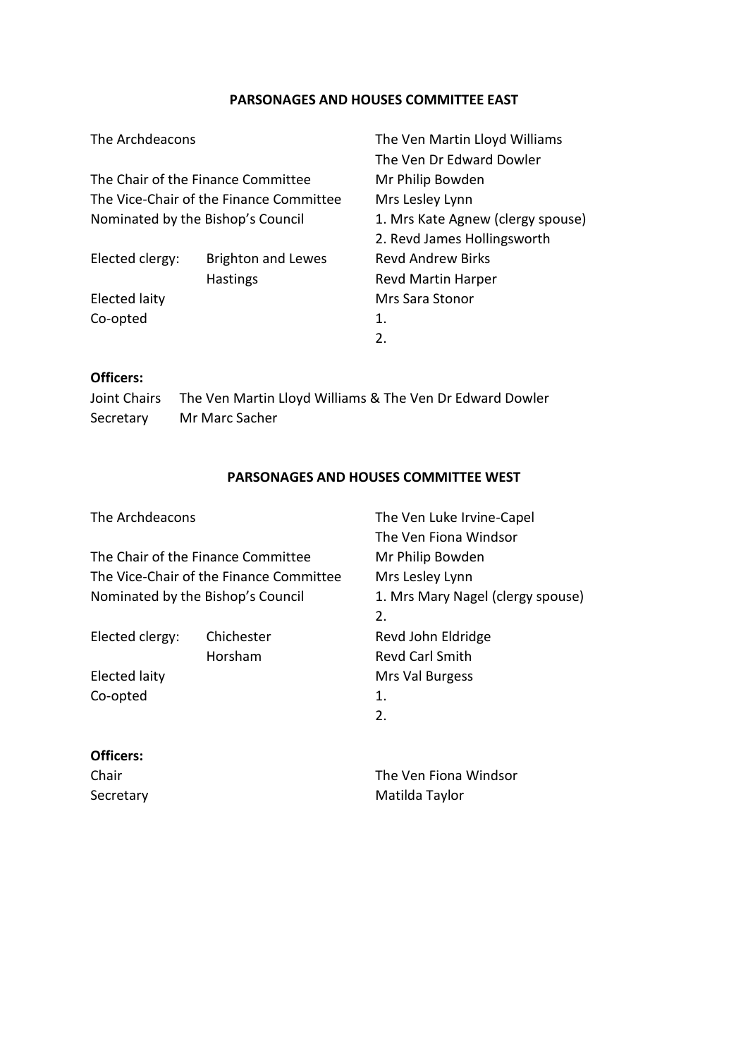## PARSONAGES AND HOUSES COMMITTEE EAST

| | | |
|---|---|---|
| The Archdeacons | | The Ven Martin Lloyd Williams |
| | | The Ven Dr Edward Dowler |
| The Chair of the Finance Committee | | Mr Philip Bowden |
| The Vice-Chair of the Finance Committee | | Mrs Lesley Lynn |
| Nominated by the Bishop's Council | | 1. Mrs Kate Agnew (clergy spouse) |
| | | 2. Revd James Hollingsworth |
| Elected clergy: | Brighton and Lewes | Revd Andrew Birks |
| | Hastings | Revd Martin Harper |
| Elected laity | | Mrs Sara Stonor |
| Co-opted | | 1. |
| | | 2. |

**Officers:**

Joint Chairs The Ven Martin Lloyd Williams & The Ven Dr Edward Dowler
Secretary Mr Marc Sacher

## PARSONAGES AND HOUSES COMMITTEE WEST

| | | |
|---|---|---|
| The Archdeacons | | The Ven Luke Irvine-Capel |
| | | The Ven Fiona Windsor |
| The Chair of the Finance Committee | | Mr Philip Bowden |
| The Vice-Chair of the Finance Committee | | Mrs Lesley Lynn |
| Nominated by the Bishop's Council | | 1. Mrs Mary Nagel (clergy spouse) |
| | | 2. |
| Elected clergy: | Chichester | Revd John Eldridge |
| | Horsham | Revd Carl Smith |
| Elected laity | | Mrs Val Burgess |
| Co-opted | | 1. |
| | | 2. |

**Officers:**

| | |
|---|---|
| Chair | The Ven Fiona Windsor |
| Secretary | Matilda Taylor |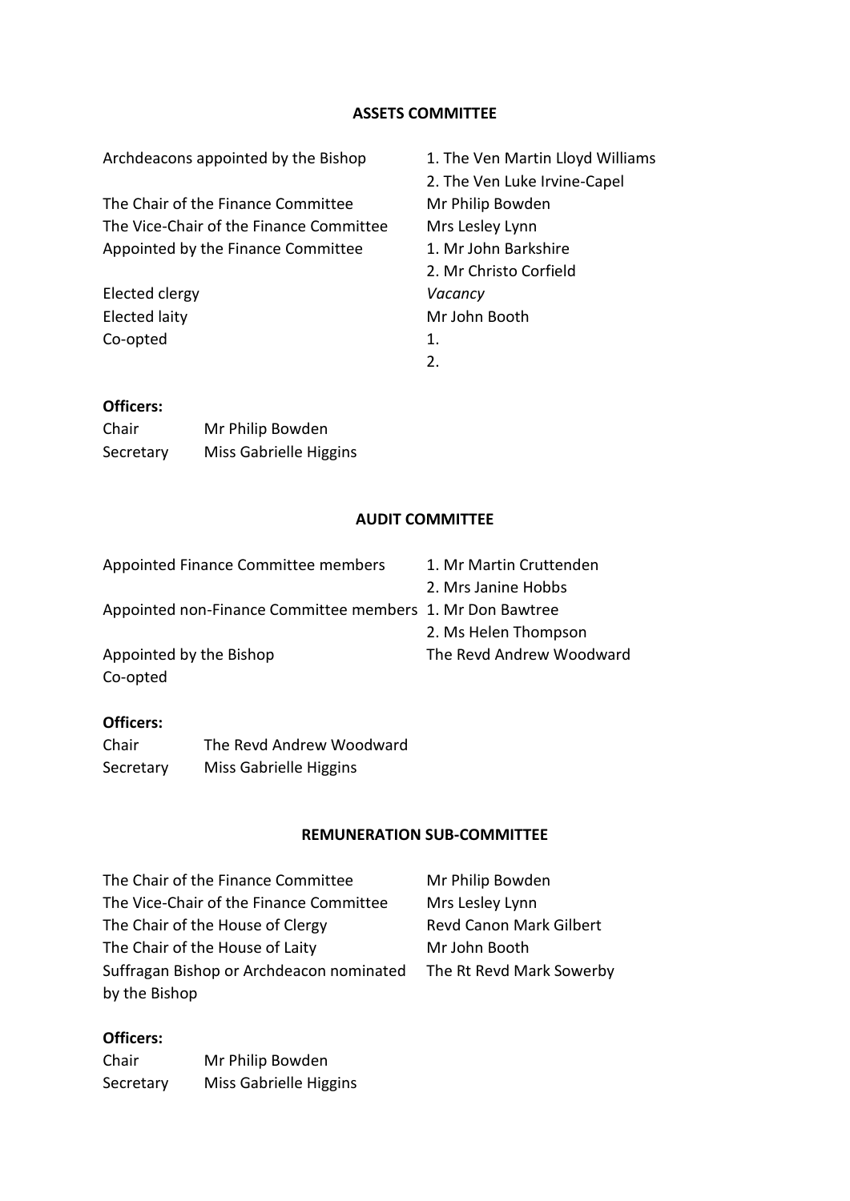## ASSETS COMMITTEE

| | |
|---|---|
| Archdeacons appointed by the Bishop | 1. The Ven Martin Lloyd Williams |
| | 2. The Ven Luke Irvine-Capel |
| The Chair of the Finance Committee | Mr Philip Bowden |
| The Vice-Chair of the Finance Committee | Mrs Lesley Lynn |
| Appointed by the Finance Committee | 1. Mr John Barkshire |
| | 2. Mr Christo Corfield |
| Elected clergy | *Vacancy* |
| Elected laity | Mr John Booth |
| Co-opted | 1. |
| | 2. |

**Officers:**

| | |
|---|---|
| Chair | Mr Philip Bowden |
| Secretary | Miss Gabrielle Higgins |

## AUDIT COMMITTEE

| | |
|---|---|
| Appointed Finance Committee members | 1. Mr Martin Cruttenden |
| | 2. Mrs Janine Hobbs |
| Appointed non-Finance Committee members | 1. Mr Don Bawtree |
| | 2. Ms Helen Thompson |
| Appointed by the Bishop | The Revd Andrew Woodward |
| Co-opted | |

**Officers:**

| | |
|---|---|
| Chair | The Revd Andrew Woodward |
| Secretary | Miss Gabrielle Higgins |

## REMUNERATION SUB-COMMITTEE

| | |
|---|---|
| The Chair of the Finance Committee | Mr Philip Bowden |
| The Vice-Chair of the Finance Committee | Mrs Lesley Lynn |
| The Chair of the House of Clergy | Revd Canon Mark Gilbert |
| The Chair of the House of Laity | Mr John Booth |
| Suffragan Bishop or Archdeacon nominated by the Bishop | The Rt Revd Mark Sowerby |

**Officers:**

| | |
|---|---|
| Chair | Mr Philip Bowden |
| Secretary | Miss Gabrielle Higgins |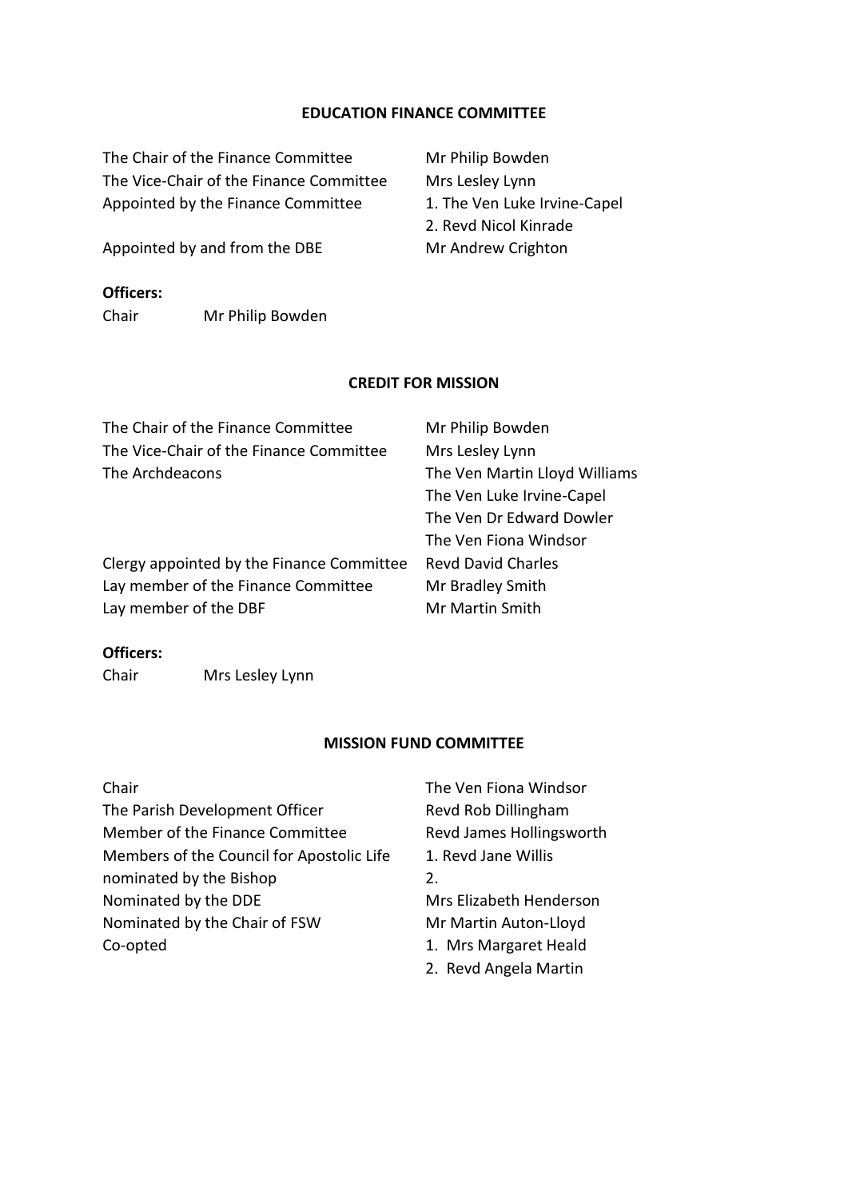## EDUCATION FINANCE COMMITTEE

| | |
|---|---|
| The Chair of the Finance Committee | Mr Philip Bowden |
| The Vice-Chair of the Finance Committee | Mrs Lesley Lynn |
| Appointed by the Finance Committee | 1. The Ven Luke Irvine-Capel |
| | 2. Revd Nicol Kinrade |
| Appointed by and from the DBE | Mr Andrew Crighton |

**Officers:**

Chair Mr Philip Bowden

## CREDIT FOR MISSION

| | |
|---|---|
| The Chair of the Finance Committee | Mr Philip Bowden |
| The Vice-Chair of the Finance Committee | Mrs Lesley Lynn |
| The Archdeacons | The Ven Martin Lloyd Williams |
| | The Ven Luke Irvine-Capel |
| | The Ven Dr Edward Dowler |
| | The Ven Fiona Windsor |
| Clergy appointed by the Finance Committee | Revd David Charles |
| Lay member of the Finance Committee | Mr Bradley Smith |
| Lay member of the DBF | Mr Martin Smith |

**Officers:**

Chair Mrs Lesley Lynn

## MISSION FUND COMMITTEE

| | |
|---|---|
| Chair | The Ven Fiona Windsor |
| The Parish Development Officer | Revd Rob Dillingham |
| Member of the Finance Committee | Revd James Hollingsworth |
| Members of the Council for Apostolic Life | 1. Revd Jane Willis |
| nominated by the Bishop | 2. |
| Nominated by the DDE | Mrs Elizabeth Henderson |
| Nominated by the Chair of FSW | Mr Martin Auton-Lloyd |
| Co-opted | 1. Mrs Margaret Heald |
| | 2. Revd Angela Martin |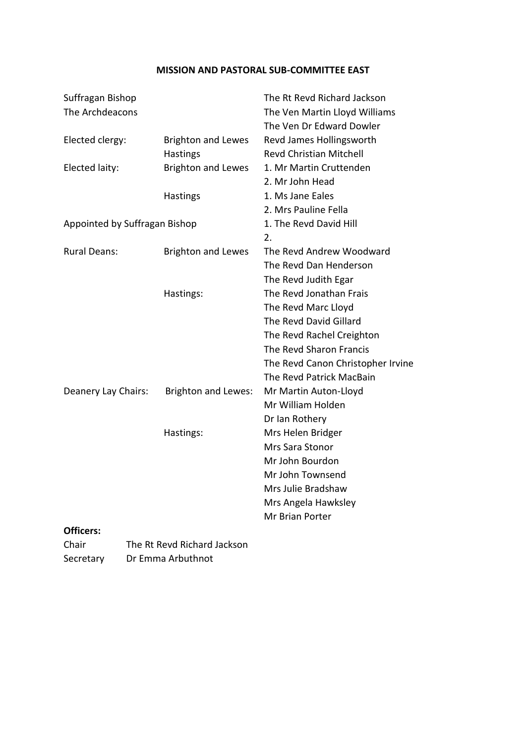**MISSION AND PASTORAL SUB-COMMITTEE EAST**

| | | |
|---|---|---|
| Suffragan Bishop | | The Rt Revd Richard Jackson |
| The Archdeacons | | The Ven Martin Lloyd Williams |
| | | The Ven Dr Edward Dowler |
| Elected clergy: | Brighton and Lewes | Revd James Hollingsworth |
| | Hastings | Revd Christian Mitchell |
| Elected laity: | Brighton and Lewes | 1. Mr Martin Cruttenden |
| | | 2. Mr John Head |
| | Hastings | 1. Ms Jane Eales |
| | | 2. Mrs Pauline Fella |
| Appointed by Suffragan Bishop | | 1. The Revd David Hill |
| | | 2. |
| Rural Deans: | Brighton and Lewes | The Revd Andrew Woodward |
| | | The Revd Dan Henderson |
| | | The Revd Judith Egar |
| | Hastings: | The Revd Jonathan Frais |
| | | The Revd Marc Lloyd |
| | | The Revd David Gillard |
| | | The Revd Rachel Creighton |
| | | The Revd Sharon Francis |
| | | The Revd Canon Christopher Irvine |
| | | The Revd Patrick MacBain |
| Deanery Lay Chairs: | Brighton and Lewes: | Mr Martin Auton-Lloyd |
| | | Mr William Holden |
| | | Dr Ian Rothery |
| | Hastings: | Mrs Helen Bridger |
| | | Mrs Sara Stonor |
| | | Mr John Bourdon |
| | | Mr John Townsend |
| | | Mrs Julie Bradshaw |
| | | Mrs Angela Hawksley |
| | | Mr Brian Porter |

**Officers:**

Chair The Rt Revd Richard Jackson

Secretary Dr Emma Arbuthnot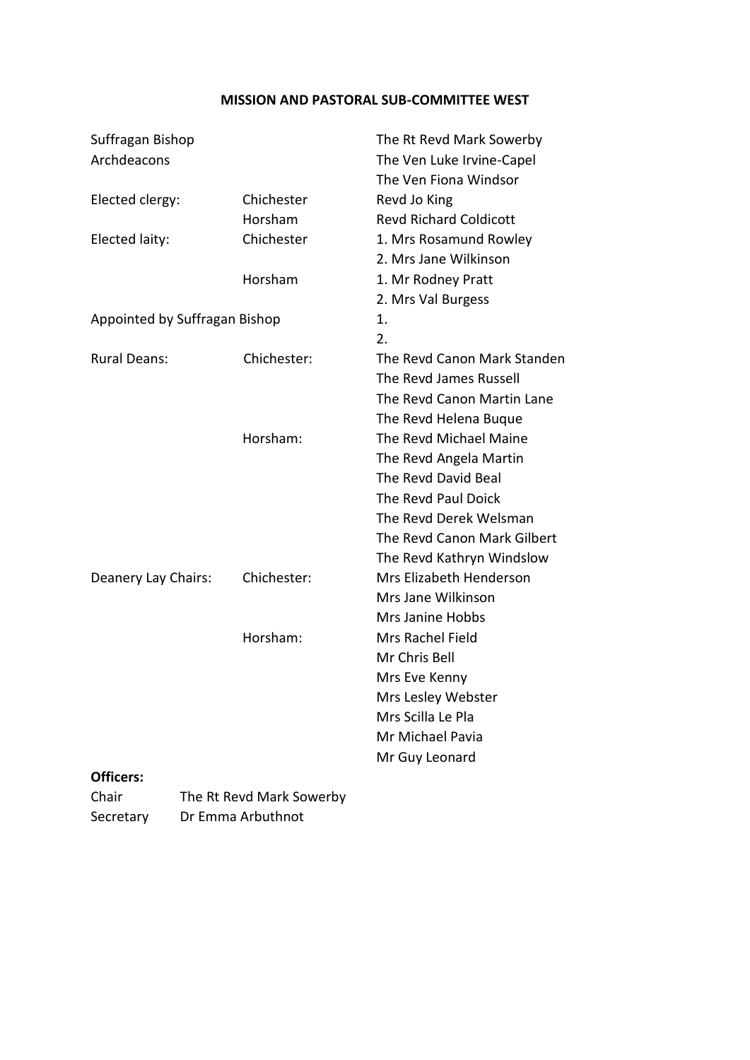# MISSION AND PASTORAL SUB-COMMITTEE WEST

| | | |
|---|---|---|
| Suffragan Bishop | | The Rt Revd Mark Sowerby |
| Archdeacons | | The Ven Luke Irvine-Capel |
| | | The Ven Fiona Windsor |
| Elected clergy: | Chichester | Revd Jo King |
| | Horsham | Revd Richard Coldicott |
| Elected laity: | Chichester | 1. Mrs Rosamund Rowley |
| | | 2. Mrs Jane Wilkinson |
| | Horsham | 1. Mr Rodney Pratt |
| | | 2. Mrs Val Burgess |
| Appointed by Suffragan Bishop | | 1. |
| | | 2. |
| Rural Deans: | Chichester: | The Revd Canon Mark Standen |
| | | The Revd James Russell |
| | | The Revd Canon Martin Lane |
| | | The Revd Helena Buque |
| | Horsham: | The Revd Michael Maine |
| | | The Revd Angela Martin |
| | | The Revd David Beal |
| | | The Revd Paul Doick |
| | | The Revd Derek Welsman |
| | | The Revd Canon Mark Gilbert |
| | | The Revd Kathryn Windslow |
| Deanery Lay Chairs: | Chichester: | Mrs Elizabeth Henderson |
| | | Mrs Jane Wilkinson |
| | | Mrs Janine Hobbs |
| | Horsham: | Mrs Rachel Field |
| | | Mr Chris Bell |
| | | Mrs Eve Kenny |
| | | Mrs Lesley Webster |
| | | Mrs Scilla Le Pla |
| | | Mr Michael Pavia |
| | | Mr Guy Leonard |

**Officers:**

| | |
|---|---|
| Chair | The Rt Revd Mark Sowerby |
| Secretary | Dr Emma Arbuthnot |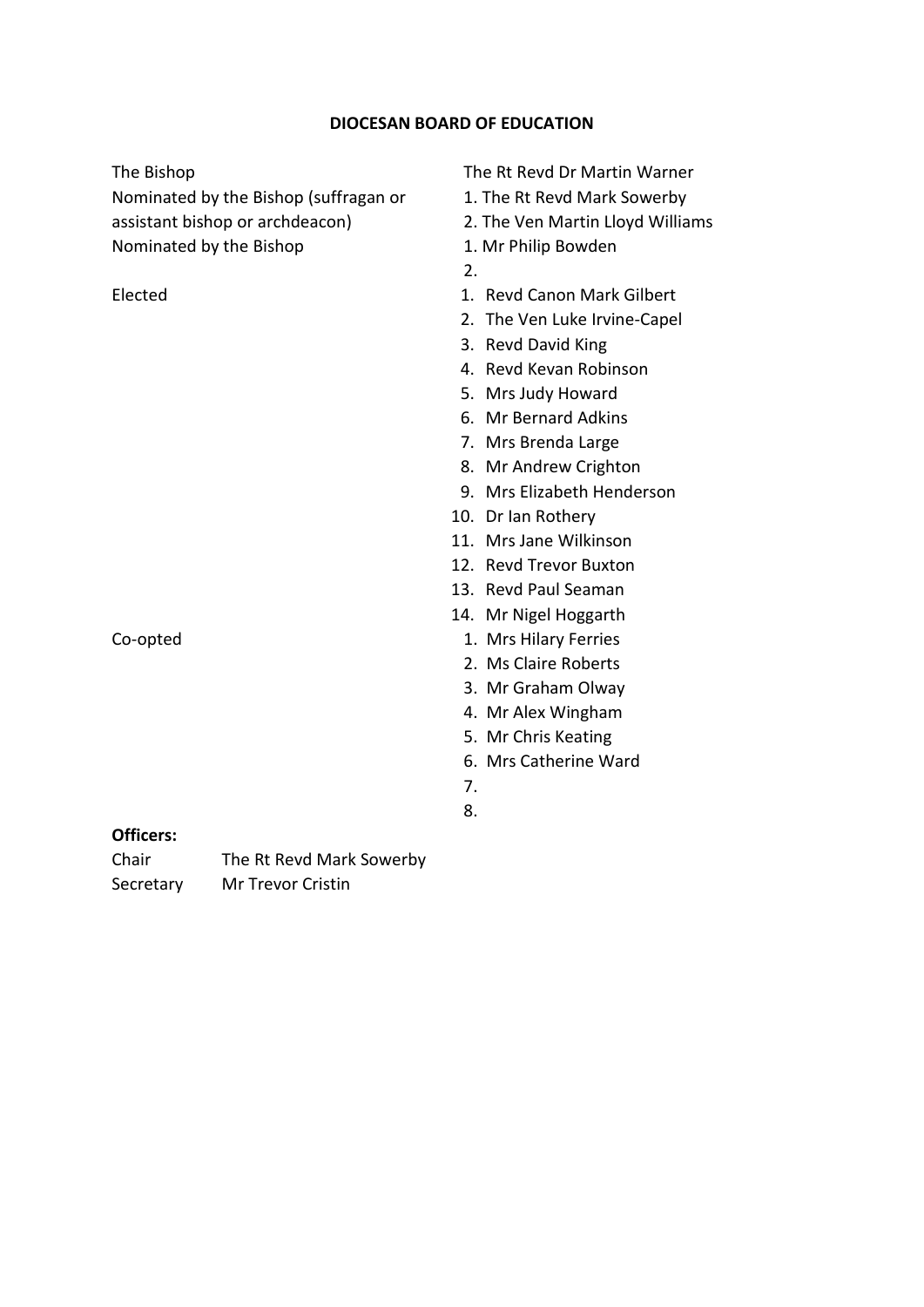# DIOCESAN BOARD OF EDUCATION

| | |
|---|---|
| The Bishop | The Rt Revd Dr Martin Warner |
| Nominated by the Bishop (suffragan or assistant bishop or archdeacon) | 1. The Rt Revd Mark Sowerby<br>2. The Ven Martin Lloyd Williams |
| Nominated by the Bishop | 1. Mr Philip Bowden<br>2. |
| Elected | 1. Revd Canon Mark Gilbert<br>2. The Ven Luke Irvine-Capel<br>3. Revd David King<br>4. Revd Kevan Robinson<br>5. Mrs Judy Howard<br>6. Mr Bernard Adkins<br>7. Mrs Brenda Large<br>8. Mr Andrew Crighton<br>9. Mrs Elizabeth Henderson<br>10. Dr Ian Rothery<br>11. Mrs Jane Wilkinson<br>12. Revd Trevor Buxton<br>13. Revd Paul Seaman<br>14. Mr Nigel Hoggarth |
| Co-opted | 1. Mrs Hilary Ferries<br>2. Ms Claire Roberts<br>3. Mr Graham Olway<br>4. Mr Alex Wingham<br>5. Mr Chris Keating<br>6. Mrs Catherine Ward<br>7.<br>8. |

**Officers:**

| | |
|---|---|
| Chair | The Rt Revd Mark Sowerby |
| Secretary | Mr Trevor Cristin |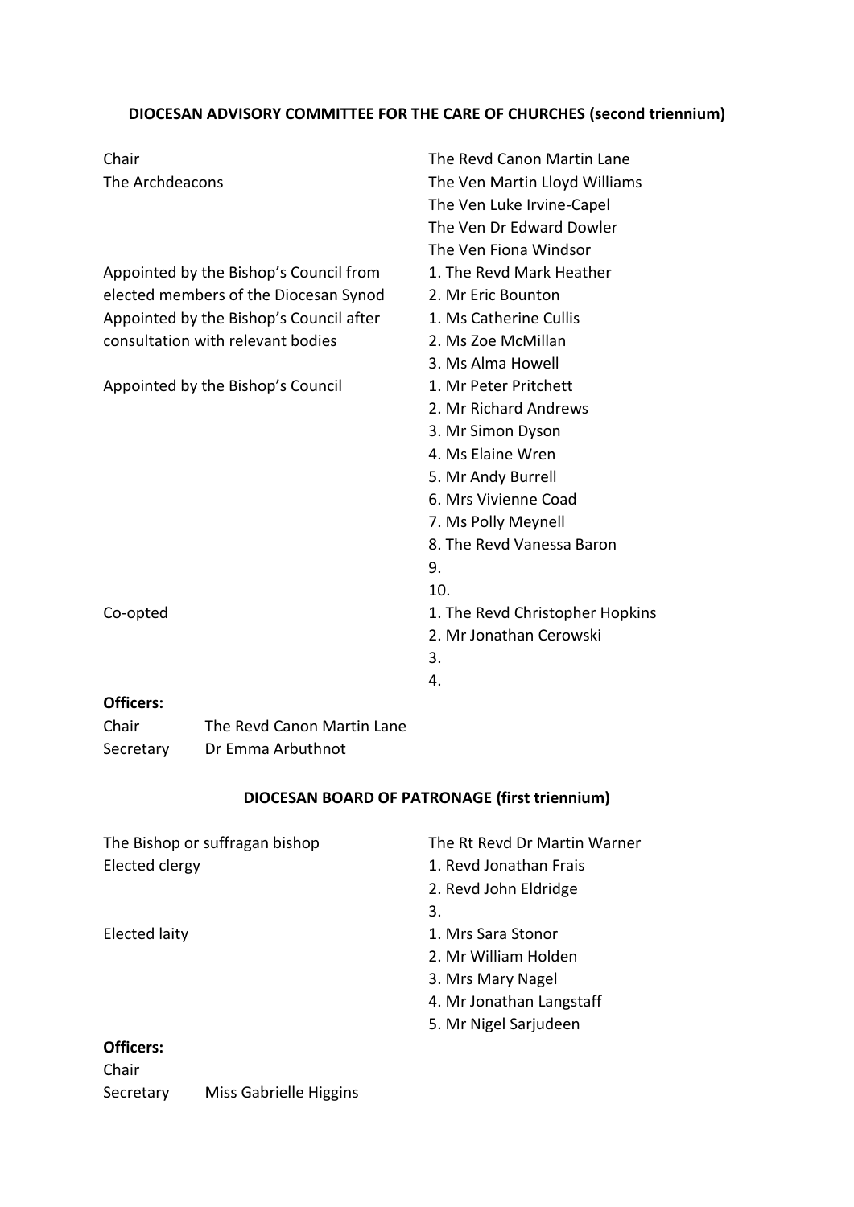**DIOCESAN ADVISORY COMMITTEE FOR THE CARE OF CHURCHES (second triennium)**

| | |
|---|---|
| Chair | The Revd Canon Martin Lane |
| The Archdeacons | The Ven Martin Lloyd Williams |
| | The Ven Luke Irvine-Capel |
| | The Ven Dr Edward Dowler |
| | The Ven Fiona Windsor |
| Appointed by the Bishop's Council from elected members of the Diocesan Synod | 1. The Revd Mark Heather |
| | 2. Mr Eric Bounton |
| Appointed by the Bishop's Council after consultation with relevant bodies | 1. Ms Catherine Cullis |
| | 2. Ms Zoe McMillan |
| | 3. Ms Alma Howell |
| Appointed by the Bishop's Council | 1. Mr Peter Pritchett |
| | 2. Mr Richard Andrews |
| | 3. Mr Simon Dyson |
| | 4. Ms Elaine Wren |
| | 5. Mr Andy Burrell |
| | 6. Mrs Vivienne Coad |
| | 7. Ms Polly Meynell |
| | 8. The Revd Vanessa Baron |
| | 9. |
| | 10. |
| Co-opted | 1. The Revd Christopher Hopkins |
| | 2. Mr Jonathan Cerowski |
| | 3. |
| | 4. |

**Officers:**

Chair The Revd Canon Martin Lane
Secretary Dr Emma Arbuthnot

**DIOCESAN BOARD OF PATRONAGE (first triennium)**

| | |
|---|---|
| The Bishop or suffragan bishop | The Rt Revd Dr Martin Warner |
| Elected clergy | 1. Revd Jonathan Frais |
| | 2. Revd John Eldridge |
| | 3. |
| Elected laity | 1. Mrs Sara Stonor |
| | 2. Mr William Holden |
| | 3. Mrs Mary Nagel |
| | 4. Mr Jonathan Langstaff |
| | 5. Mr Nigel Sarjudeen |

**Officers:**

Chair
Secretary Miss Gabrielle Higgins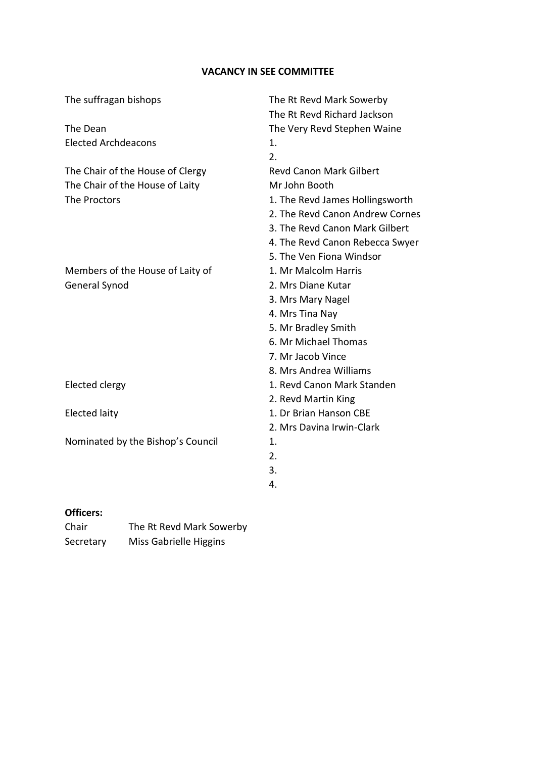# VACANCY IN SEE COMMITTEE

| | |
|---|---|
| The suffragan bishops | The Rt Revd Mark Sowerby |
| | The Rt Revd Richard Jackson |
| The Dean | The Very Revd Stephen Waine |
| Elected Archdeacons | 1. |
| | 2. |
| The Chair of the House of Clergy | Revd Canon Mark Gilbert |
| The Chair of the House of Laity | Mr John Booth |
| The Proctors | 1. The Revd James Hollingsworth |
| | 2. The Revd Canon Andrew Cornes |
| | 3. The Revd Canon Mark Gilbert |
| | 4. The Revd Canon Rebecca Swyer |
| | 5. The Ven Fiona Windsor |
| Members of the House of Laity of General Synod | 1. Mr Malcolm Harris |
| | 2. Mrs Diane Kutar |
| | 3. Mrs Mary Nagel |
| | 4. Mrs Tina Nay |
| | 5. Mr Bradley Smith |
| | 6. Mr Michael Thomas |
| | 7. Mr Jacob Vince |
| | 8. Mrs Andrea Williams |
| Elected clergy | 1. Revd Canon Mark Standen |
| | 2. Revd Martin King |
| Elected laity | 1. Dr Brian Hanson CBE |
| | 2. Mrs Davina Irwin-Clark |
| Nominated by the Bishop's Council | 1. |
| | 2. |
| | 3. |
| | 4. |

**Officers:**

| | |
|---|---|
| Chair | The Rt Revd Mark Sowerby |
| Secretary | Miss Gabrielle Higgins |